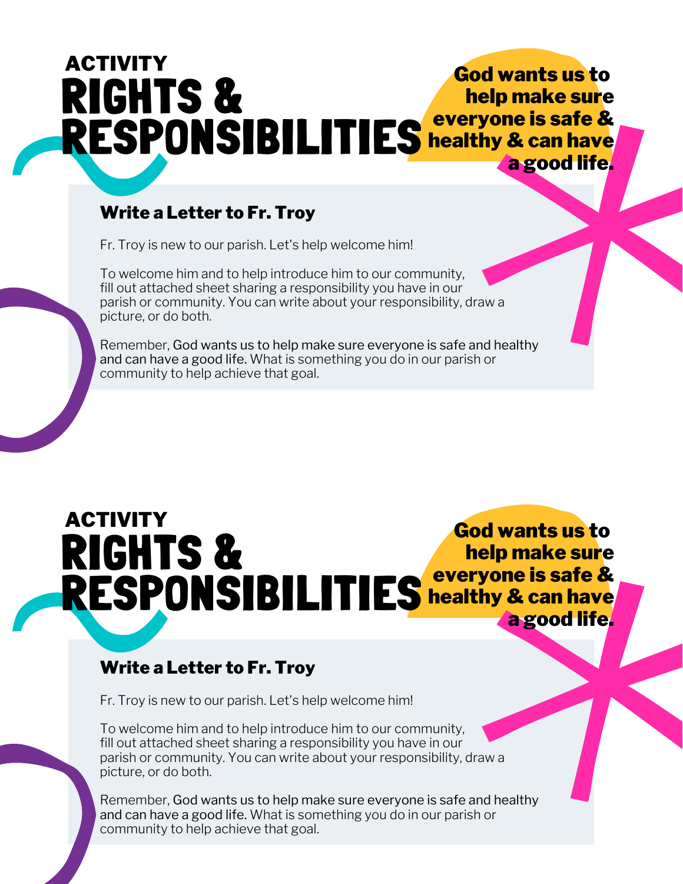ACTIVITY

# RIGHTS & RESPONSIBILITIES

**God wants us to help make sure everyone is safe & healthy & can have a good life.**

### Write a Letter to Fr. Troy

Fr. Troy is new to our parish. Let's help welcome him!

To welcome him and to help introduce him to our community, fill out attached sheet sharing a responsibility you have in our parish or community. You can write about your responsibility, draw a picture, or do both.

Remember, God wants us to help make sure everyone is safe and healthy and can have a good life. What is something you do in our parish or community to help achieve that goal.

ACTIVITY

# RIGHTS & RESPONSIBILITIES

**God wants us to help make sure everyone is safe & healthy & can have a good life.**

### Write a Letter to Fr. Troy

Fr. Troy is new to our parish. Let's help welcome him!

To welcome him and to help introduce him to our community, fill out attached sheet sharing a responsibility you have in our parish or community. You can write about your responsibility, draw a picture, or do both.

Remember, God wants us to help make sure everyone is safe and healthy and can have a good life. What is something you do in our parish or community to help achieve that goal.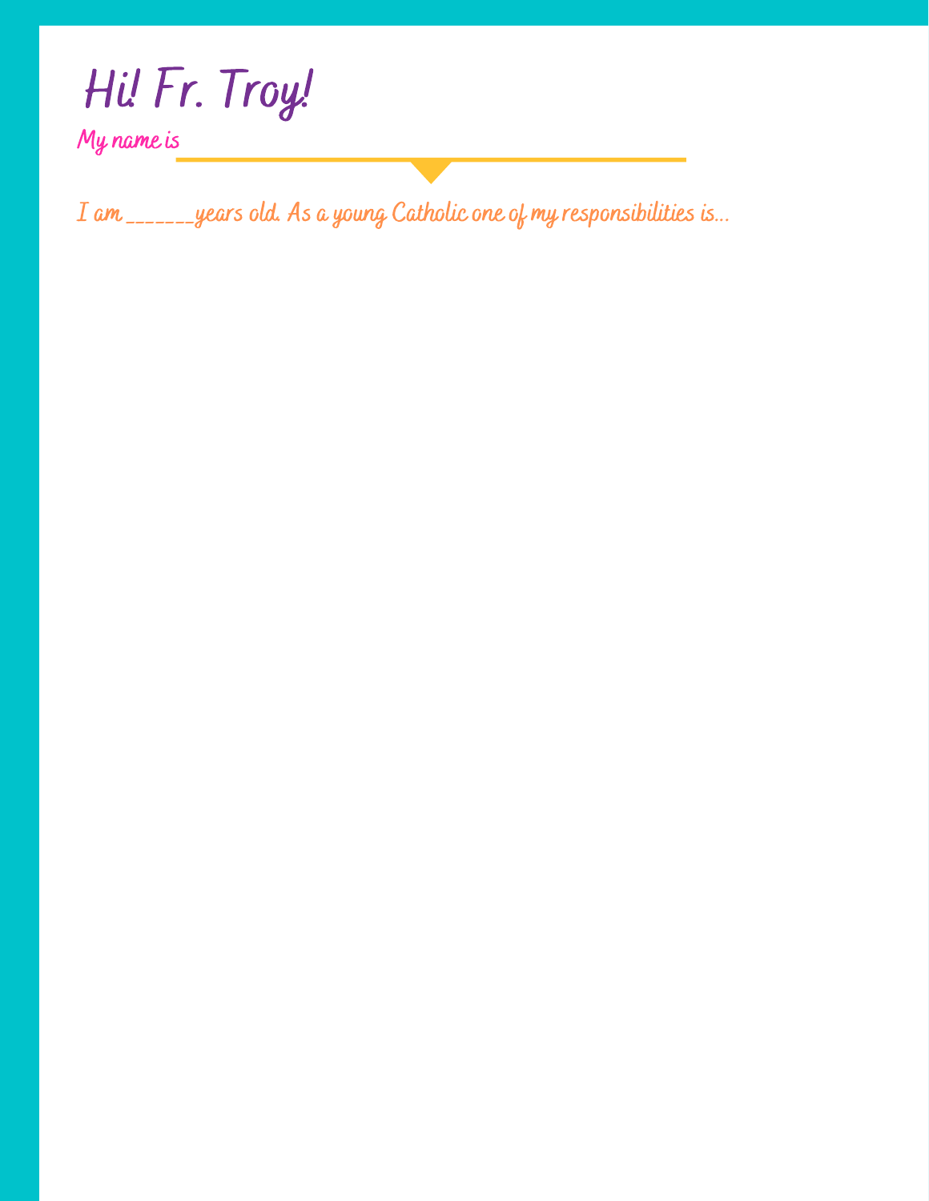# Hi! Fr. Troy!

My name is ______________________________

I am _______years old. As a young Catholic one of my responsibilities is...